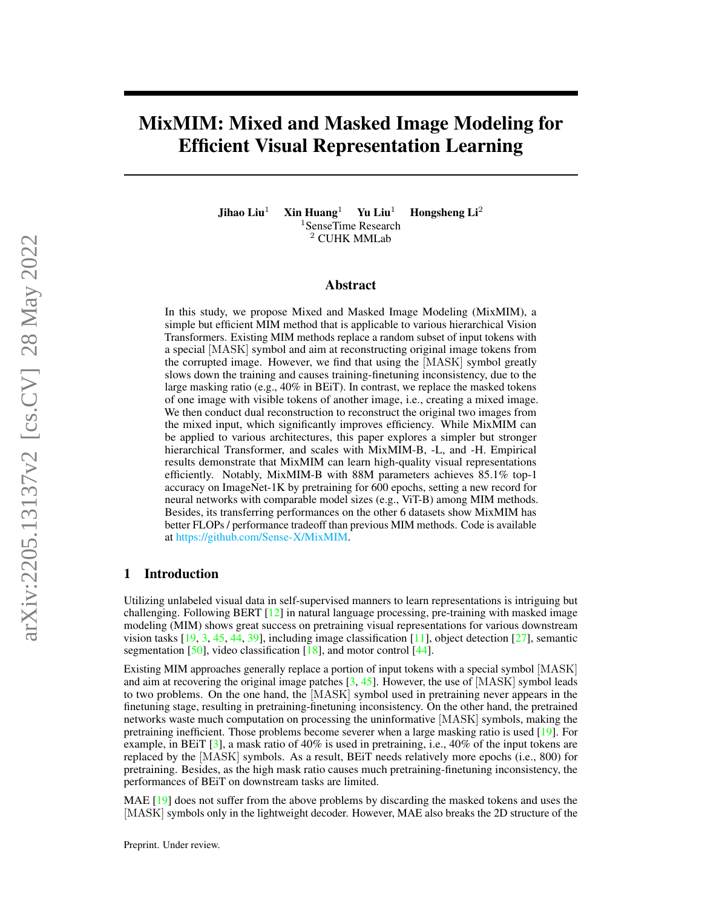# MixMIM: Mixed and Masked Image Modeling for Efficient Visual Representation Learning

**Jihao Liu**[1] **Xin Huang**[1] **Yu Liu**[1] **Hongsheng Li**[2]

[1]SenseTime Research
[2] CUHK MMLab

## Abstract

In this study, we propose Mixed and Masked Image Modeling (MixMIM), a simple but efficient MIM method that is applicable to various hierarchical Vision Transformers. Existing MIM methods replace a random subset of input tokens with a special [MASK] symbol and aim at reconstructing original image tokens from the corrupted image. However, we find that using the [MASK] symbol greatly slows down the training and causes training-finetuning inconsistency, due to the large masking ratio (e.g., 40% in BEiT). In contrast, we replace the masked tokens of one image with visible tokens of another image, i.e., creating a mixed image. We then conduct dual reconstruction to reconstruct the original two images from the mixed input, which significantly improves efficiency. While MixMIM can be applied to various architectures, this paper explores a simpler but stronger hierarchical Transformer, and scales with MixMIM-B, -L, and -H. Empirical results demonstrate that MixMIM can learn high-quality visual representations efficiently. Notably, MixMIM-B with 88M parameters achieves 85.1% top-1 accuracy on ImageNet-1K by pretraining for 600 epochs, setting a new record for neural networks with comparable model sizes (e.g., ViT-B) among MIM methods. Besides, its transferring performances on the other 6 datasets show MixMIM has better FLOPs / performance tradeoff than previous MIM methods. Code is available at https://github.com/Sense-X/MixMIM.

## 1 Introduction

Utilizing unlabeled visual data in self-supervised manners to learn representations is intriguing but challenging. Following BERT [12] in natural language processing, pre-training with masked image modeling (MIM) shows great success on pretraining visual representations for various downstream vision tasks [19, 3, 45, 44, 39], including image classification [11], object detection [27], semantic segmentation [50], video classification [18], and motor control [44].

Existing MIM approaches generally replace a portion of input tokens with a special symbol [MASK] and aim at recovering the original image patches [3, 45]. However, the use of [MASK] symbol leads to two problems. On the one hand, the [MASK] symbol used in pretraining never appears in the finetuning stage, resulting in pretraining-finetuning inconsistency. On the other hand, the pretrained networks waste much computation on processing the uninformative [MASK] symbols, making the pretraining inefficient. Those problems become severer when a large masking ratio is used [19]. For example, in BEiT [3], a mask ratio of 40% is used in pretraining, i.e., 40% of the input tokens are replaced by the [MASK] symbols. As a result, BEiT needs relatively more epochs (i.e., 800) for pretraining. Besides, as the high mask ratio causes much pretraining-finetuning inconsistency, the performances of BEiT on downstream tasks are limited.

MAE [19] does not suffer from the above problems by discarding the masked tokens and uses the [MASK] symbols only in the lightweight decoder. However, MAE also breaks the 2D structure of the

Preprint. Under review.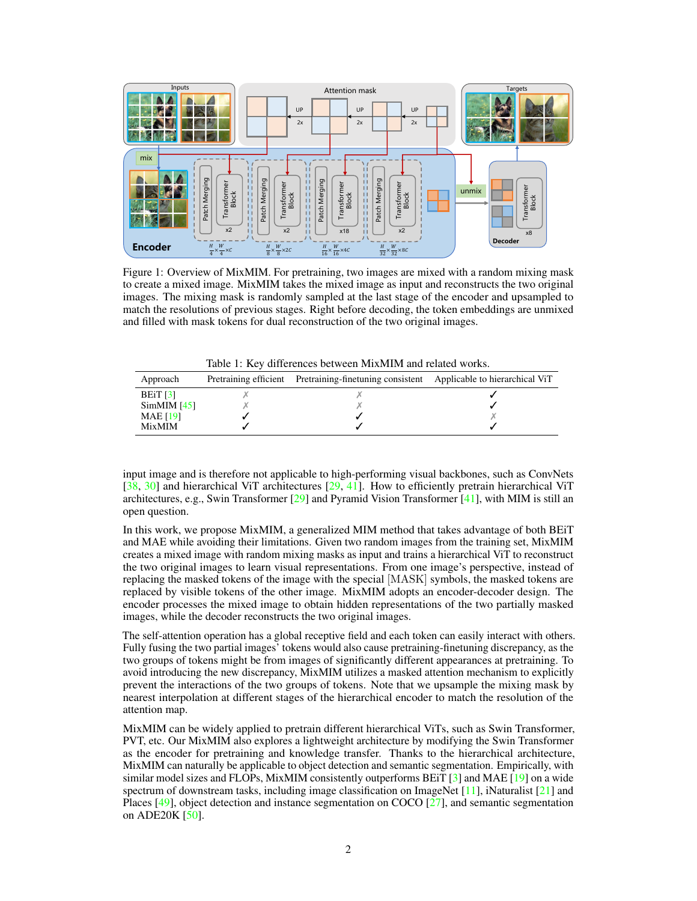Figure 1: Overview of MixMIM. For pretraining, two images are mixed with a random mixing mask to create a mixed image. MixMIM takes the mixed image as input and reconstructs the two original images. The mixing mask is randomly sampled at the last stage of the encoder and upsampled to match the resolutions of previous stages. Right before decoding, the token embeddings are unmixed and filled with mask tokens for dual reconstruction of the two original images.

Table 1: Key differences between MixMIM and related works.

| Approach | Pretraining efficient | Pretraining-finetuning consistent | Applicable to hierarchical ViT |
|---|---|---|---|
| BEiT [3] | ✗ | ✗ | ✓ |
| SimMIM [45] | ✗ | ✗ | ✓ |
| MAE [19] | ✓ | ✓ | ✗ |
| MixMIM | ✓ | ✓ | ✓ |

input image and is therefore not applicable to high-performing visual backbones, such as ConvNets [38, 30] and hierarchical ViT architectures [29, 41]. How to efficiently pretrain hierarchical ViT architectures, e.g., Swin Transformer [29] and Pyramid Vision Transformer [41], with MIM is still an open question.

In this work, we propose MixMIM, a generalized MIM method that takes advantage of both BEiT and MAE while avoiding their limitations. Given two random images from the training set, MixMIM creates a mixed image with random mixing masks as input and trains a hierarchical ViT to reconstruct the two original images to learn visual representations. From one image's perspective, instead of replacing the masked tokens of the image with the special [MASK] symbols, the masked tokens are replaced by visible tokens of the other image. MixMIM adopts an encoder-decoder design. The encoder processes the mixed image to obtain hidden representations of the two partially masked images, while the decoder reconstructs the two original images.

The self-attention operation has a global receptive field and each token can easily interact with others. Fully fusing the two partial images' tokens would also cause pretraining-finetuning discrepancy, as the two groups of tokens might be from images of significantly different appearances at pretraining. To avoid introducing the new discrepancy, MixMIM utilizes a masked attention mechanism to explicitly prevent the interactions of the two groups of tokens. Note that we upsample the mixing mask by nearest interpolation at different stages of the hierarchical encoder to match the resolution of the attention map.

MixMIM can be widely applied to pretrain different hierarchical ViTs, such as Swin Transformer, PVT, etc. Our MixMIM also explores a lightweight architecture by modifying the Swin Transformer as the encoder for pretraining and knowledge transfer. Thanks to the hierarchical architecture, MixMIM can naturally be applicable to object detection and semantic segmentation. Empirically, with similar model sizes and FLOPs, MixMIM consistently outperforms BEiT [3] and MAE [19] on a wide spectrum of downstream tasks, including image classification on ImageNet [11], iNaturalist [21] and Places [49], object detection and instance segmentation on COCO [27], and semantic segmentation on ADE20K [50].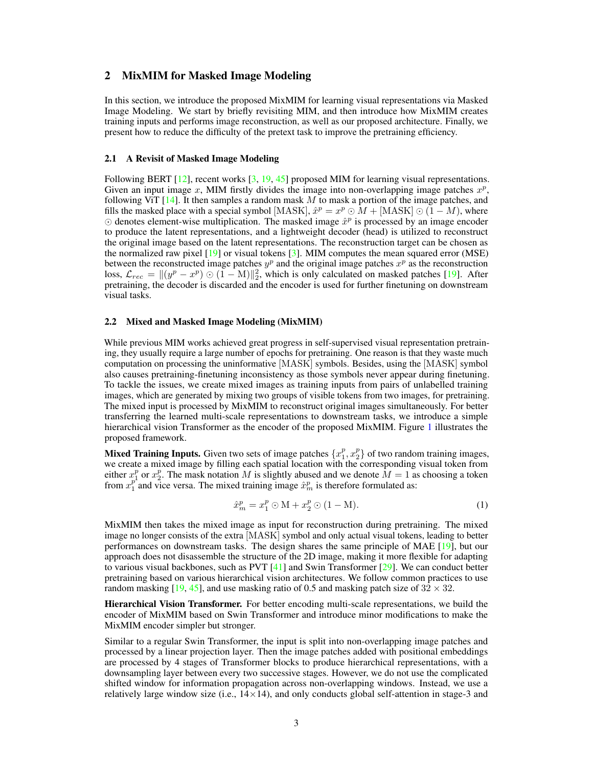## 2 MixMIM for Masked Image Modeling

In this section, we introduce the proposed MixMIM for learning visual representations via Masked Image Modeling. We start by briefly revisiting MIM, and then introduce how MixMIM creates training inputs and performs image reconstruction, as well as our proposed architecture. Finally, we present how to reduce the difficulty of the pretext task to improve the pretraining efficiency.

### 2.1 A Revisit of Masked Image Modeling

Following BERT [12], recent works [3, 19, 45] proposed MIM for learning visual representations. Given an input image $x$, MIM firstly divides the image into non-overlapping image patches $x^p$, following ViT [14]. It then samples a random mask $M$ to mask a portion of the image patches, and fills the masked place with a special symbol $[\mathrm{MASK}]$, $\hat{x}^p = x^p \odot M + [\mathrm{MASK}] \odot (1 - M)$, where $\odot$ denotes element-wise multiplication. The masked image $\hat{x}^p$ is processed by an image encoder to produce the latent representations, and a lightweight decoder (head) is utilized to reconstruct the original image based on the latent representations. The reconstruction target can be chosen as the normalized raw pixel [19] or visual tokens [3]. MIM computes the mean squared error (MSE) between the reconstructed image patches $y^p$ and the original image patches $x^p$ as the reconstruction loss, $\mathcal{L}_{rec} = \|(y^p - x^p) \odot (1 - \mathrm{M})\|_2^2$, which is only calculated on masked patches [19]. After pretraining, the decoder is discarded and the encoder is used for further finetuning on downstream visual tasks.

### 2.2 Mixed and Masked Image Modeling (MixMIM)

While previous MIM works achieved great progress in self-supervised visual representation pretraining, they usually require a large number of epochs for pretraining. One reason is that they waste much computation on processing the uninformative $[\mathrm{MASK}]$ symbols. Besides, using the $[\mathrm{MASK}]$ symbol also causes pretraining-finetuning inconsistency as those symbols never appear during finetuning. To tackle the issues, we create mixed images as training inputs from pairs of unlabelled training images, which are generated by mixing two groups of visible tokens from two images, for pretraining. The mixed input is processed by MixMIM to reconstruct original images simultaneously. For better transferring the learned multi-scale representations to downstream tasks, we introduce a simple hierarchical vision Transformer as the encoder of the proposed MixMIM. Figure 1 illustrates the proposed framework.

**Mixed Training Inputs.** Given two sets of image patches $\{x_1^p, x_2^p\}$ of two random training images, we create a mixed image by filling each spatial location with the corresponding visual token from either $x_1^p$ or $x_2^p$. The mask notation $M$ is slightly abused and we denote $M = 1$ as choosing a token from $x_1^p$ and vice versa. The mixed training image $\hat{x}_m^p$ is therefore formulated as:

$$\hat{x}_m^p = x_1^p \odot \mathrm{M} + x_2^p \odot (1 - \mathrm{M}). \tag{1}$$

MixMIM then takes the mixed image as input for reconstruction during pretraining. The mixed image no longer consists of the extra $[\mathrm{MASK}]$ symbol and only actual visual tokens, leading to better performances on downstream tasks. The design shares the same principle of MAE [19], but our approach does not disassemble the structure of the 2D image, making it more flexible for adapting to various visual backbones, such as PVT [41] and Swin Transformer [29]. We can conduct better pretraining based on various hierarchical vision architectures. We follow common practices to use random masking [19, 45], and use masking ratio of 0.5 and masking patch size of $32 \times 32$.

**Hierarchical Vision Transformer.** For better encoding multi-scale representations, we build the encoder of MixMIM based on Swin Transformer and introduce minor modifications to make the MixMIM encoder simpler but stronger.

Similar to a regular Swin Transformer, the input is split into non-overlapping image patches and processed by a linear projection layer. Then the image patches added with positional embeddings are processed by 4 stages of Transformer blocks to produce hierarchical representations, with a downsampling layer between every two successive stages. However, we do not use the complicated shifted window for information propagation across non-overlapping windows. Instead, we use a relatively large window size (i.e., $14 \times 14$), and only conducts global self-attention in stage-3 and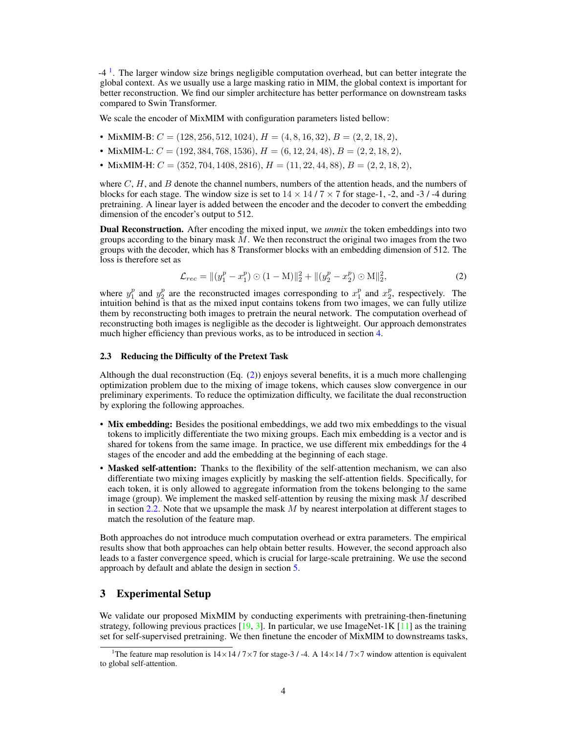-4 [1]. The larger window size brings negligible computation overhead, but can better integrate the global context. As we usually use a large masking ratio in MIM, the global context is important for better reconstruction. We find our simpler architecture has better performance on downstream tasks compared to Swin Transformer.

We scale the encoder of MixMIM with configuration parameters listed bellow:

- MixMIM-B: $C = (128, 256, 512, 1024)$, $H = (4, 8, 16, 32)$, $B = (2, 2, 18, 2)$,
- MixMIM-L: $C = (192, 384, 768, 1536)$, $H = (6, 12, 24, 48)$, $B = (2, 2, 18, 2)$,
- MixMIM-H: $C = (352, 704, 1408, 2816)$, $H = (11, 22, 44, 88)$, $B = (2, 2, 18, 2)$,

where $C$, $H$, and $B$ denote the channel numbers, numbers of the attention heads, and the numbers of blocks for each stage. The window size is set to $14 \times 14$ / $7 \times 7$ for stage-1, -2, and -3 / -4 during pretraining. A linear layer is added between the encoder and the decoder to convert the embedding dimension of the encoder's output to 512.

**Dual Reconstruction.** After encoding the mixed input, we *unmix* the token embeddings into two groups according to the binary mask $M$. We then reconstruct the original two images from the two groups with the decoder, which has 8 Transformer blocks with an embedding dimension of 512. The loss is therefore set as

$$\mathcal{L}_{rec} = \|(y_1^p - x_1^p) \odot (1 - \mathrm{M})\|_2^2 + \|(y_2^p - x_2^p) \odot \mathrm{M}\|_2^2, \tag{2}$$

where $y_1^p$ and $y_2^p$ are the reconstructed images corresponding to $x_1^p$ and $x_2^p$, respectively. The intuition behind is that as the mixed input contains tokens from two images, we can fully utilize them by reconstructing both images to pretrain the neural network. The computation overhead of reconstructing both images is negligible as the decoder is lightweight. Our approach demonstrates much higher efficiency than previous works, as to be introduced in section 4.

### 2.3 Reducing the Difficulty of the Pretext Task

Although the dual reconstruction (Eq. (2)) enjoys several benefits, it is a much more challenging optimization problem due to the mixing of image tokens, which causes slow convergence in our preliminary experiments. To reduce the optimization difficulty, we facilitate the dual reconstruction by exploring the following approaches.

- **Mix embedding:** Besides the positional embeddings, we add two mix embeddings to the visual tokens to implicitly differentiate the two mixing groups. Each mix embedding is a vector and is shared for tokens from the same image. In practice, we use different mix embeddings for the 4 stages of the encoder and add the embedding at the beginning of each stage.
- **Masked self-attention:** Thanks to the flexibility of the self-attention mechanism, we can also differentiate two mixing images explicitly by masking the self-attention fields. Specifically, for each token, it is only allowed to aggregate information from the tokens belonging to the same image (group). We implement the masked self-attention by reusing the mixing mask $M$ described in section 2.2. Note that we upsample the mask $M$ by nearest interpolation at different stages to match the resolution of the feature map.

Both approaches do not introduce much computation overhead or extra parameters. The empirical results show that both approaches can help obtain better results. However, the second approach also leads to a faster convergence speed, which is crucial for large-scale pretraining. We use the second approach by default and ablate the design in section 5.

## 3 Experimental Setup

We validate our proposed MixMIM by conducting experiments with pretraining-then-finetuning strategy, following previous practices [19, 3]. In particular, we use ImageNet-1K [11] as the training set for self-supervised pretraining. We then finetune the encoder of MixMIM to downstreams tasks,

[1] The feature map resolution is $14\times14$ / $7\times7$ for stage-3 / -4. A $14\times14$ / $7\times7$ window attention is equivalent to global self-attention.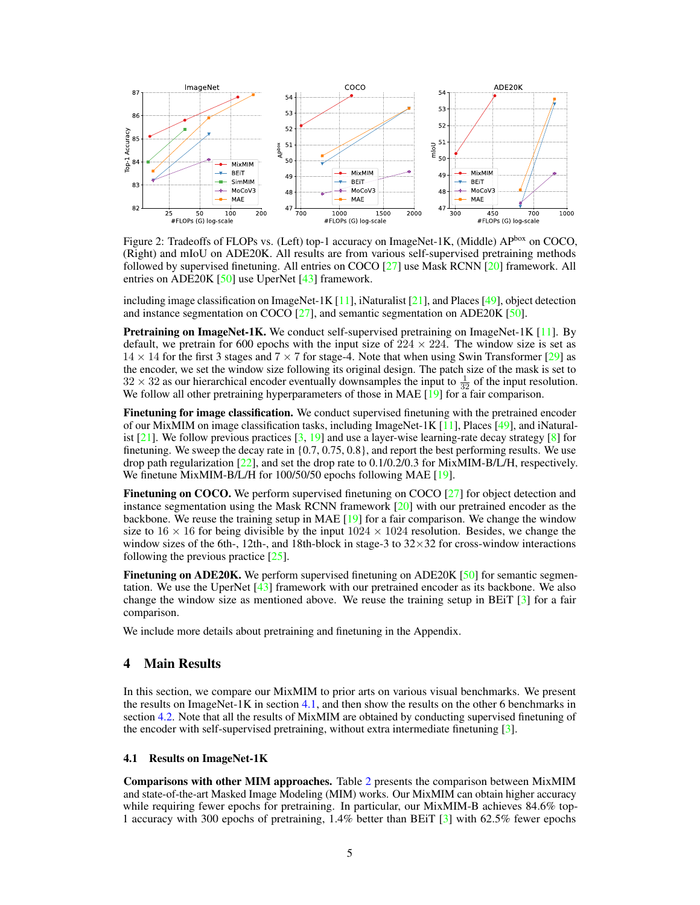Figure 2: Tradeoffs of FLOPs vs. (Left) top-1 accuracy on ImageNet-1K, (Middle) AP$^{\text{box}}$ on COCO, (Right) and mIoU on ADE20K. All results are from various self-supervised pretraining methods followed by supervised finetuning. All entries on COCO [27] use Mask RCNN [20] framework. All entries on ADE20K [50] use UperNet [43] framework.

including image classification on ImageNet-1K [11], iNaturalist [21], and Places [49], object detection and instance segmentation on COCO [27], and semantic segmentation on ADE20K [50].

**Pretraining on ImageNet-1K.** We conduct self-supervised pretraining on ImageNet-1K [11]. By default, we pretrain for 600 epochs with the input size of $224 \times 224$. The window size is set as $14 \times 14$ for the first 3 stages and $7 \times 7$ for stage-4. Note that when using Swin Transformer [29] as the encoder, we set the window size following its original design. The patch size of the mask is set to $32 \times 32$ as our hierarchical encoder eventually downsamples the input to $\frac{1}{32}$ of the input resolution. We follow all other pretraining hyperparameters of those in MAE [19] for a fair comparison.

**Finetuning for image classification.** We conduct supervised finetuning with the pretrained encoder of our MixMIM on image classification tasks, including ImageNet-1K [11], Places [49], and iNaturalist [21]. We follow previous practices [3, 19] and use a layer-wise learning-rate decay strategy [8] for finetuning. We sweep the decay rate in $\{0.7, 0.75, 0.8\}$, and report the best performing results. We use drop path regularization [22], and set the drop rate to 0.1/0.2/0.3 for MixMIM-B/L/H, respectively. We finetune MixMIM-B/L/H for 100/50/50 epochs following MAE [19].

**Finetuning on COCO.** We perform supervised finetuning on COCO [27] for object detection and instance segmentation using the Mask RCNN framework [20] with our pretrained encoder as the backbone. We reuse the training setup in MAE [19] for a fair comparison. We change the window size to $16 \times 16$ for being divisible by the input $1024 \times 1024$ resolution. Besides, we change the window sizes of the 6th-, 12th-, and 18th-block in stage-3 to $32 \times 32$ for cross-window interactions following the previous practice [25].

**Finetuning on ADE20K.** We perform supervised finetuning on ADE20K [50] for semantic segmentation. We use the UperNet [43] framework with our pretrained encoder as its backbone. We also change the window size as mentioned above. We reuse the training setup in BEiT [3] for a fair comparison.

We include more details about pretraining and finetuning in the Appendix.

## 4 Main Results

In this section, we compare our MixMIM to prior arts on various visual benchmarks. We present the results on ImageNet-1K in section 4.1, and then show the results on the other 6 benchmarks in section 4.2. Note that all the results of MixMIM are obtained by conducting supervised finetuning of the encoder with self-supervised pretraining, without extra intermediate finetuning [3].

### 4.1 Results on ImageNet-1K

**Comparisons with other MIM approaches.** Table 2 presents the comparison between MixMIM and state-of-the-art Masked Image Modeling (MIM) works. Our MixMIM can obtain higher accuracy while requiring fewer epochs for pretraining. In particular, our MixMIM-B achieves 84.6% top-1 accuracy with 300 epochs of pretraining, 1.4% better than BEiT [3] with 62.5% fewer epochs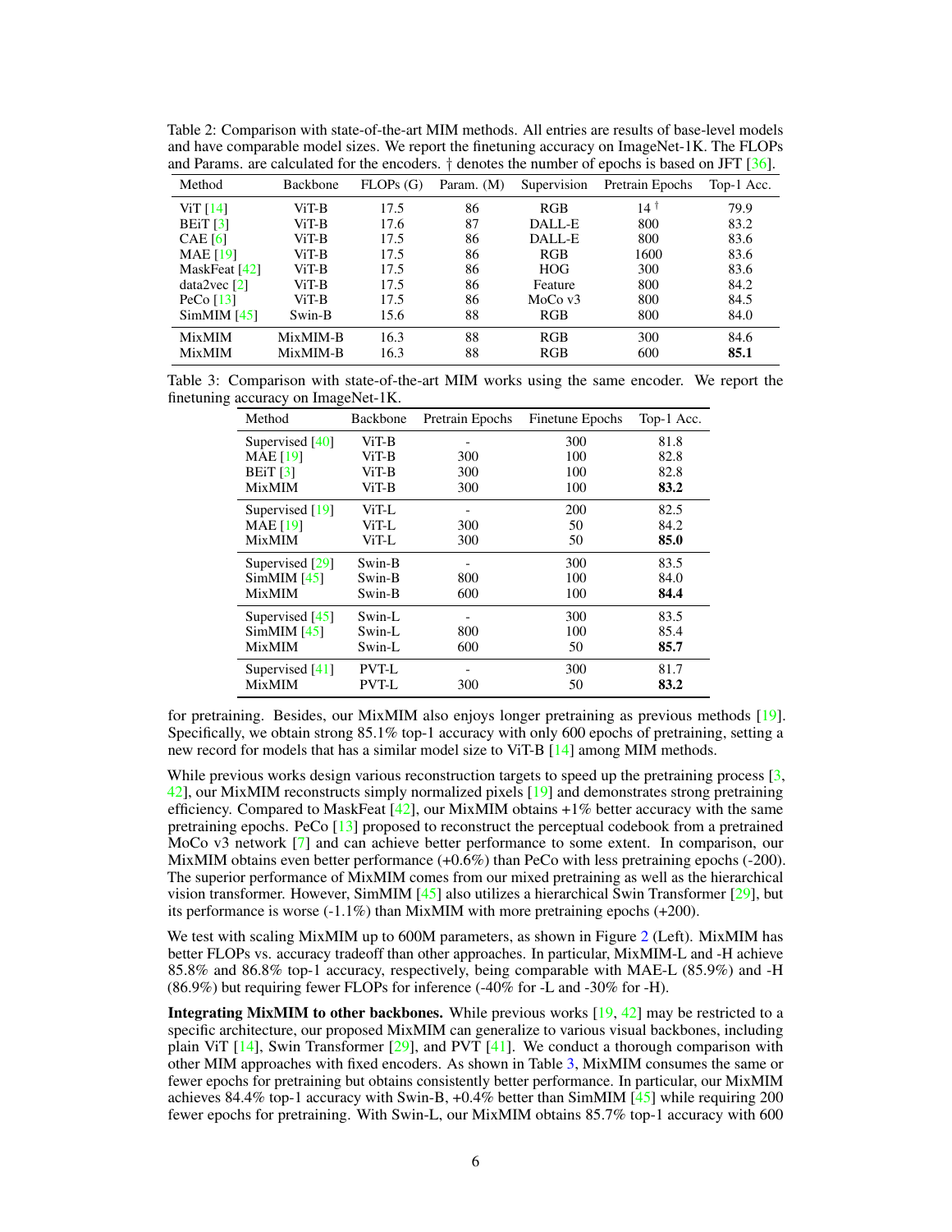Table 2: Comparison with state-of-the-art MIM methods. All entries are results of base-level models and have comparable model sizes. We report the finetuning accuracy on ImageNet-1K. The FLOPs and Params. are calculated for the encoders. † denotes the number of epochs is based on JFT [36].

| Method | Backbone | FLOPs (G) | Param. (M) | Supervision | Pretrain Epochs | Top-1 Acc. |
|---|---|---|---|---|---|---|
| ViT [14] | ViT-B | 17.5 | 86 | RGB | 14 † | 79.9 |
| BEiT [3] | ViT-B | 17.6 | 87 | DALL-E | 800 | 83.2 |
| CAE [6] | ViT-B | 17.5 | 86 | DALL-E | 800 | 83.6 |
| MAE [19] | ViT-B | 17.5 | 86 | RGB | 1600 | 83.6 |
| MaskFeat [42] | ViT-B | 17.5 | 86 | HOG | 300 | 83.6 |
| data2vec [2] | ViT-B | 17.5 | 86 | Feature | 800 | 84.2 |
| PeCo [13] | ViT-B | 17.5 | 86 | MoCo v3 | 800 | 84.5 |
| SimMIM [45] | Swin-B | 15.6 | 88 | RGB | 800 | 84.0 |
| MixMIM | MixMIM-B | 16.3 | 88 | RGB | 300 | 84.6 |
| MixMIM | MixMIM-B | 16.3 | 88 | RGB | 600 | **85.1** |

Table 3: Comparison with state-of-the-art MIM works using the same encoder. We report the finetuning accuracy on ImageNet-1K.

| Method | Backbone | Pretrain Epochs | Finetune Epochs | Top-1 Acc. |
|---|---|---|---|---|
| Supervised [40] | ViT-B | - | 300 | 81.8 |
| MAE [19] | ViT-B | 300 | 100 | 82.8 |
| BEiT [3] | ViT-B | 300 | 100 | 82.8 |
| MixMIM | ViT-B | 300 | 100 | **83.2** |
| Supervised [19] | ViT-L | - | 200 | 82.5 |
| MAE [19] | ViT-L | 300 | 50 | 84.2 |
| MixMIM | ViT-L | 300 | 50 | **85.0** |
| Supervised [29] | Swin-B | - | 300 | 83.5 |
| SimMIM [45] | Swin-B | 800 | 100 | 84.0 |
| MixMIM | Swin-B | 600 | 100 | **84.4** |
| Supervised [45] | Swin-L | - | 300 | 83.5 |
| SimMIM [45] | Swin-L | 800 | 100 | 85.4 |
| MixMIM | Swin-L | 600 | 50 | **85.7** |
| Supervised [41] | PVT-L | - | 300 | 81.7 |
| MixMIM | PVT-L | 300 | 50 | **83.2** |

for pretraining. Besides, our MixMIM also enjoys longer pretraining as previous methods [19]. Specifically, we obtain strong 85.1% top-1 accuracy with only 600 epochs of pretraining, setting a new record for models that has a similar model size to ViT-B [14] among MIM methods.

While previous works design various reconstruction targets to speed up the pretraining process [3, 42], our MixMIM reconstructs simply normalized pixels [19] and demonstrates strong pretraining efficiency. Compared to MaskFeat [42], our MixMIM obtains +1% better accuracy with the same pretraining epochs. PeCo [13] proposed to reconstruct the perceptual codebook from a pretrained MoCo v3 network [7] and can achieve better performance to some extent. In comparison, our MixMIM obtains even better performance (+0.6%) than PeCo with less pretraining epochs (-200). The superior performance of MixMIM comes from our mixed pretraining as well as the hierarchical vision transformer. However, SimMIM [45] also utilizes a hierarchical Swin Transformer [29], but its performance is worse (-1.1%) than MixMIM with more pretraining epochs (+200).

We test with scaling MixMIM up to 600M parameters, as shown in Figure 2 (Left). MixMIM has better FLOPs vs. accuracy tradeoff than other approaches. In particular, MixMIM-L and -H achieve 85.8% and 86.8% top-1 accuracy, respectively, being comparable with MAE-L (85.9%) and -H (86.9%) but requiring fewer FLOPs for inference (-40% for -L and -30% for -H).

**Integrating MixMIM to other backbones.** While previous works [19, 42] may be restricted to a specific architecture, our proposed MixMIM can generalize to various visual backbones, including plain ViT [14], Swin Transformer [29], and PVT [41]. We conduct a thorough comparison with other MIM approaches with fixed encoders. As shown in Table 3, MixMIM consumes the same or fewer epochs for pretraining but obtains consistently better performance. In particular, our MixMIM achieves 84.4% top-1 accuracy with Swin-B, +0.4% better than SimMIM [45] while requiring 200 fewer epochs for pretraining. With Swin-L, our MixMIM obtains 85.7% top-1 accuracy with 600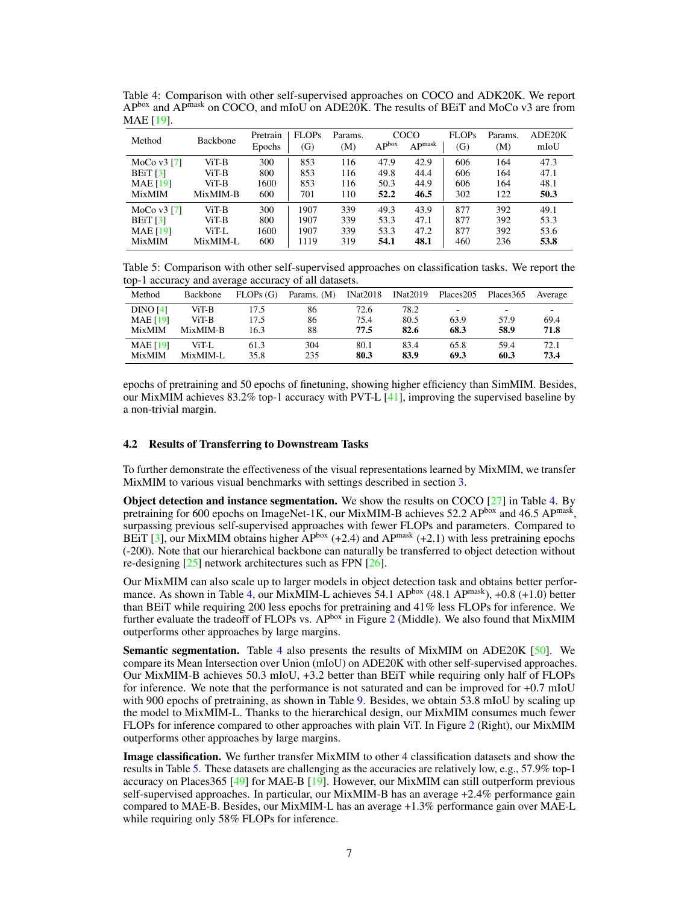Table 4: Comparison with other self-supervised approaches on COCO and ADK20K. We report $AP^{box}$ and $AP^{mask}$ on COCO, and mIoU on ADE20K. The results of BEiT and MoCo v3 are from MAE [19].

| Method | Backbone | Pretrain Epochs | FLOPs (G) | Params. (M) | COCO $AP^{box}$ | COCO $AP^{mask}$ | FLOPs (G) | Params. (M) | ADE20K mIoU |
|---|---|---|---|---|---|---|---|---|---|
| MoCo v3 [7] | ViT-B | 300 | 853 | 116 | 47.9 | 42.9 | 606 | 164 | 47.3 |
| BEiT [3] | ViT-B | 800 | 853 | 116 | 49.8 | 44.4 | 606 | 164 | 47.1 |
| MAE [19] | ViT-B | 1600 | 853 | 116 | 50.3 | 44.9 | 606 | 164 | 48.1 |
| MixMIM | MixMIM-B | 600 | 701 | 110 | **52.2** | **46.5** | 302 | 122 | **50.3** |
| MoCo v3 [7] | ViT-B | 300 | 1907 | 339 | 49.3 | 43.9 | 877 | 392 | 49.1 |
| BEiT [3] | ViT-B | 800 | 1907 | 339 | 53.3 | 47.1 | 877 | 392 | 53.3 |
| MAE [19] | ViT-L | 1600 | 1907 | 339 | 53.3 | 47.2 | 877 | 392 | 53.6 |
| MixMIM | MixMIM-L | 600 | 1119 | 319 | **54.1** | **48.1** | 460 | 236 | **53.8** |

Table 5: Comparison with other self-supervised approaches on classification tasks. We report the top-1 accuracy and average accuracy of all datasets.

| Method | Backbone | FLOPs (G) | Params. (M) | INat2018 | INat2019 | Places205 | Places365 | Average |
|---|---|---|---|---|---|---|---|---|
| DINO [4] | ViT-B | 17.5 | 86 | 72.6 | 78.2 | - | - | - |
| MAE [19] | ViT-B | 17.5 | 86 | 75.4 | 80.5 | 63.9 | 57.9 | 69.4 |
| MixMIM | MixMIM-B | 16.3 | 88 | **77.5** | **82.6** | **68.3** | **58.9** | **71.8** |
| MAE [19] | ViT-L | 61.3 | 304 | 80.1 | 83.4 | 65.8 | 59.4 | 72.1 |
| MixMIM | MixMIM-L | 35.8 | 235 | **80.3** | **83.9** | **69.3** | **60.3** | **73.4** |

epochs of pretraining and 50 epochs of finetuning, showing higher efficiency than SimMIM. Besides, our MixMIM achieves 83.2% top-1 accuracy with PVT-L [41], improving the supervised baseline by a non-trivial margin.

### 4.2 Results of Transferring to Downstream Tasks

To further demonstrate the effectiveness of the visual representations learned by MixMIM, we transfer MixMIM to various visual benchmarks with settings described in section 3.

**Object detection and instance segmentation.** We show the results on COCO [27] in Table 4. By pretraining for 600 epochs on ImageNet-1K, our MixMIM-B achieves 52.2 $AP^{box}$ and 46.5 $AP^{mask}$, surpassing previous self-supervised approaches with fewer FLOPs and parameters. Compared to BEiT [3], our MixMIM obtains higher $AP^{box}$ (+2.4) and $AP^{mask}$ (+2.1) with less pretraining epochs (-200). Note that our hierarchical backbone can naturally be transferred to object detection without re-designing [25] network architectures such as FPN [26].

Our MixMIM can also scale up to larger models in object detection task and obtains better performance. As shown in Table 4, our MixMIM-L achieves 54.1 $AP^{box}$ (48.1 $AP^{mask}$), +0.8 (+1.0) better than BEiT while requiring 200 less epochs for pretraining and 41% less FLOPs for inference. We further evaluate the tradeoff of FLOPs vs. $AP^{box}$ in Figure 2 (Middle). We also found that MixMIM outperforms other approaches by large margins.

**Semantic segmentation.** Table 4 also presents the results of MixMIM on ADE20K [50]. We compare its Mean Intersection over Union (mIoU) on ADE20K with other self-supervised approaches. Our MixMIM-B achieves 50.3 mIoU, +3.2 better than BEiT while requiring only half of FLOPs for inference. We note that the performance is not saturated and can be improved for +0.7 mIoU with 900 epochs of pretraining, as shown in Table 9. Besides, we obtain 53.8 mIoU by scaling up the model to MixMIM-L. Thanks to the hierarchical design, our MixMIM consumes much fewer FLOPs for inference compared to other approaches with plain ViT. In Figure 2 (Right), our MixMIM outperforms other approaches by large margins.

**Image classification.** We further transfer MixMIM to other 4 classification datasets and show the results in Table 5. These datasets are challenging as the accuracies are relatively low, e.g., 57.9% top-1 accuracy on Places365 [49] for MAE-B [19]. However, our MixMIM can still outperform previous self-supervised approaches. In particular, our MixMIM-B has an average +2.4% performance gain compared to MAE-B. Besides, our MixMIM-L has an average +1.3% performance gain over MAE-L while requiring only 58% FLOPs for inference.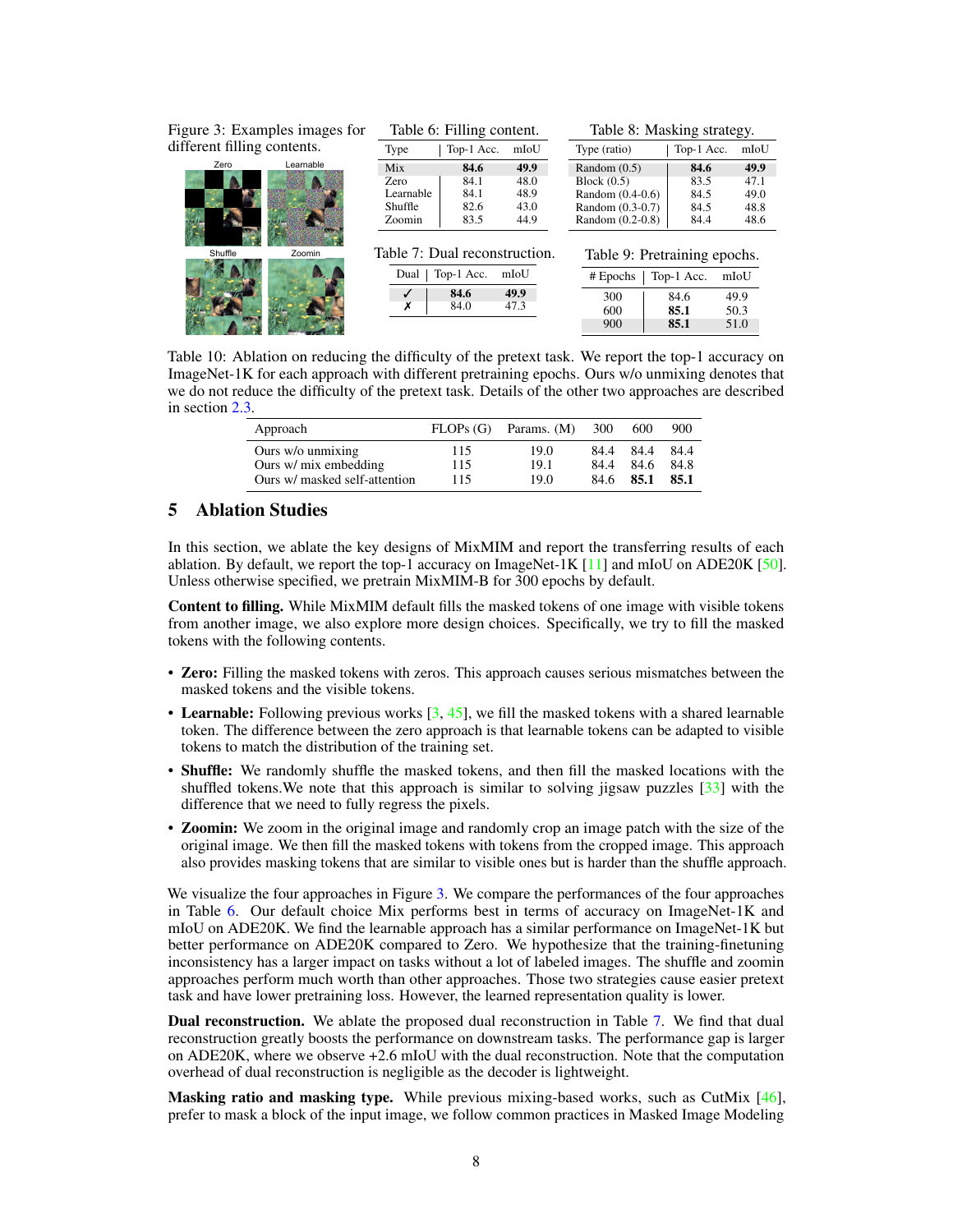Figure 3: Examples images for different filling contents.

Table 6: Filling content.

| Type | Top-1 Acc. | mIoU |
|---|---|---|
| Mix | **84.6** | **49.9** |
| Zero | 84.1 | 48.0 |
| Learnable | 84.1 | 48.9 |
| Shuffle | 82.6 | 43.0 |
| Zoomin | 83.5 | 44.9 |

Table 7: Dual reconstruction.

| Dual | Top-1 Acc. | mIoU |
|---|---|---|
| ✓ | **84.6** | **49.9** |
| ✗ | 84.0 | 47.3 |

Table 8: Masking strategy.

| Type (ratio) | Top-1 Acc. | mIoU |
|---|---|---|
| Random (0.5) | **84.6** | **49.9** |
| Block (0.5) | 83.5 | 47.1 |
| Random (0.4-0.6) | 84.5 | 49.0 |
| Random (0.3-0.7) | 84.5 | 48.8 |
| Random (0.2-0.8) | 84.4 | 48.6 |

Table 9: Pretraining epochs.

| # Epochs | Top-1 Acc. | mIoU |
|---|---|---|
| 300 | 84.6 | 49.9 |
| 600 | **85.1** | 50.3 |
| 900 | **85.1** | 51.0 |

Table 10: Ablation on reducing the difficulty of the pretext task. We report the top-1 accuracy on ImageNet-1K for each approach with different pretraining epochs. Ours w/o unmixing denotes that we do not reduce the difficulty of the pretext task. Details of the other two approaches are described in section 2.3.

| Approach | FLOPs (G) | Params. (M) | 300 | 600 | 900 |
|---|---|---|---|---|---|
| Ours w/o unmixing | 115 | 19.0 | 84.4 | 84.4 | 84.4 |
| Ours w/ mix embedding | 115 | 19.1 | 84.4 | 84.6 | 84.8 |
| Ours w/ masked self-attention | 115 | 19.0 | 84.6 | **85.1** | **85.1** |

## 5 Ablation Studies

In this section, we ablate the key designs of MixMIM and report the transferring results of each ablation. By default, we report the top-1 accuracy on ImageNet-1K [11] and mIoU on ADE20K [50]. Unless otherwise specified, we pretrain MixMIM-B for 300 epochs by default.

**Content to filling.** While MixMIM default fills the masked tokens of one image with visible tokens from another image, we also explore more design choices. Specifically, we try to fill the masked tokens with the following contents.

- **Zero:** Filling the masked tokens with zeros. This approach causes serious mismatches between the masked tokens and the visible tokens.
- **Learnable:** Following previous works [3, 45], we fill the masked tokens with a shared learnable token. The difference between the zero approach is that learnable tokens can be adapted to visible tokens to match the distribution of the training set.
- **Shuffle:** We randomly shuffle the masked tokens, and then fill the masked locations with the shuffled tokens.We note that this approach is similar to solving jigsaw puzzles [33] with the difference that we need to fully regress the pixels.
- **Zoomin:** We zoom in the original image and randomly crop an image patch with the size of the original image. We then fill the masked tokens with tokens from the cropped image. This approach also provides masking tokens that are similar to visible ones but is harder than the shuffle approach.

We visualize the four approaches in Figure 3. We compare the performances of the four approaches in Table 6. Our default choice Mix performs best in terms of accuracy on ImageNet-1K and mIoU on ADE20K. We find the learnable approach has a similar performance on ImageNet-1K but better performance on ADE20K compared to Zero. We hypothesize that the training-finetuning inconsistency has a larger impact on tasks without a lot of labeled images. The shuffle and zoomin approaches perform much worth than other approaches. Those two strategies cause easier pretext task and have lower pretraining loss. However, the learned representation quality is lower.

**Dual reconstruction.** We ablate the proposed dual reconstruction in Table 7. We find that dual reconstruction greatly boosts the performance on downstream tasks. The performance gap is larger on ADE20K, where we observe +2.6 mIoU with the dual reconstruction. Note that the computation overhead of dual reconstruction is negligible as the decoder is lightweight.

**Masking ratio and masking type.** While previous mixing-based works, such as CutMix [46], prefer to mask a block of the input image, we follow common practices in Masked Image Modeling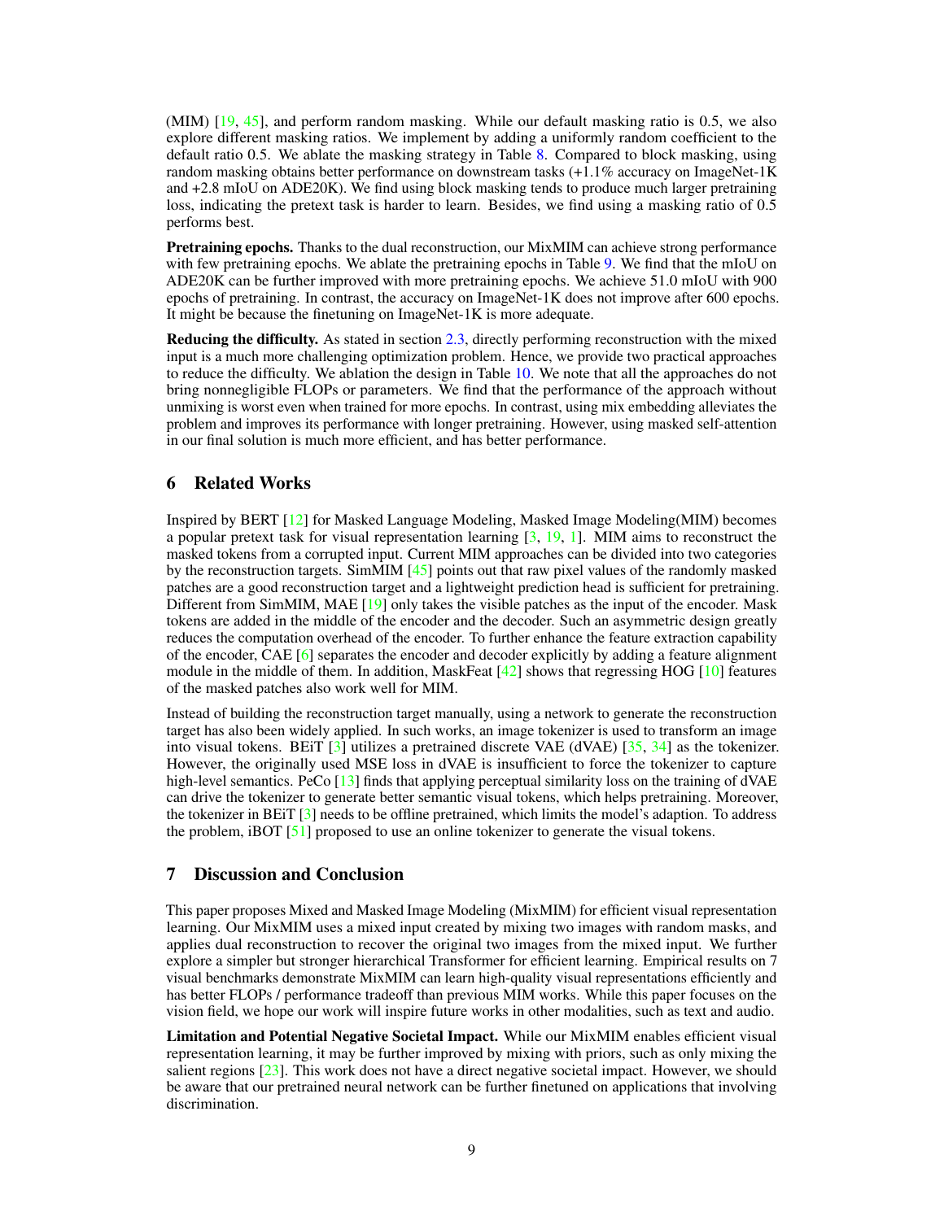(MIM) [19, 45], and perform random masking. While our default masking ratio is 0.5, we also explore different masking ratios. We implement by adding a uniformly random coefficient to the default ratio 0.5. We ablate the masking strategy in Table 8. Compared to block masking, using random masking obtains better performance on downstream tasks (+1.1% accuracy on ImageNet-1K and +2.8 mIoU on ADE20K). We find using block masking tends to produce much larger pretraining loss, indicating the pretext task is harder to learn. Besides, we find using a masking ratio of 0.5 performs best.

**Pretraining epochs.** Thanks to the dual reconstruction, our MixMIM can achieve strong performance with few pretraining epochs. We ablate the pretraining epochs in Table 9. We find that the mIoU on ADE20K can be further improved with more pretraining epochs. We achieve 51.0 mIoU with 900 epochs of pretraining. In contrast, the accuracy on ImageNet-1K does not improve after 600 epochs. It might be because the finetuning on ImageNet-1K is more adequate.

**Reducing the difficulty.** As stated in section 2.3, directly performing reconstruction with the mixed input is a much more challenging optimization problem. Hence, we provide two practical approaches to reduce the difficulty. We ablation the design in Table 10. We note that all the approaches do not bring nonnegligible FLOPs or parameters. We find that the performance of the approach without unmixing is worst even when trained for more epochs. In contrast, using mix embedding alleviates the problem and improves its performance with longer pretraining. However, using masked self-attention in our final solution is much more efficient, and has better performance.

## 6 Related Works

Inspired by BERT [12] for Masked Language Modeling, Masked Image Modeling(MIM) becomes a popular pretext task for visual representation learning [3, 19, 1]. MIM aims to reconstruct the masked tokens from a corrupted input. Current MIM approaches can be divided into two categories by the reconstruction targets. SimMIM [45] points out that raw pixel values of the randomly masked patches are a good reconstruction target and a lightweight prediction head is sufficient for pretraining. Different from SimMIM, MAE [19] only takes the visible patches as the input of the encoder. Mask tokens are added in the middle of the encoder and the decoder. Such an asymmetric design greatly reduces the computation overhead of the encoder. To further enhance the feature extraction capability of the encoder, CAE [6] separates the encoder and decoder explicitly by adding a feature alignment module in the middle of them. In addition, MaskFeat [42] shows that regressing HOG [10] features of the masked patches also work well for MIM.

Instead of building the reconstruction target manually, using a network to generate the reconstruction target has also been widely applied. In such works, an image tokenizer is used to transform an image into visual tokens. BEiT [3] utilizes a pretrained discrete VAE (dVAE) [35, 34] as the tokenizer. However, the originally used MSE loss in dVAE is insufficient to force the tokenizer to capture high-level semantics. PeCo [13] finds that applying perceptual similarity loss on the training of dVAE can drive the tokenizer to generate better semantic visual tokens, which helps pretraining. Moreover, the tokenizer in BEiT [3] needs to be offline pretrained, which limits the model's adaption. To address the problem, iBOT [51] proposed to use an online tokenizer to generate the visual tokens.

## 7 Discussion and Conclusion

This paper proposes Mixed and Masked Image Modeling (MixMIM) for efficient visual representation learning. Our MixMIM uses a mixed input created by mixing two images with random masks, and applies dual reconstruction to recover the original two images from the mixed input. We further explore a simpler but stronger hierarchical Transformer for efficient learning. Empirical results on 7 visual benchmarks demonstrate MixMIM can learn high-quality visual representations efficiently and has better FLOPs / performance tradeoff than previous MIM works. While this paper focuses on the vision field, we hope our work will inspire future works in other modalities, such as text and audio.

**Limitation and Potential Negative Societal Impact.** While our MixMIM enables efficient visual representation learning, it may be further improved by mixing with priors, such as only mixing the salient regions [23]. This work does not have a direct negative societal impact. However, we should be aware that our pretrained neural network can be further finetuned on applications that involving discrimination.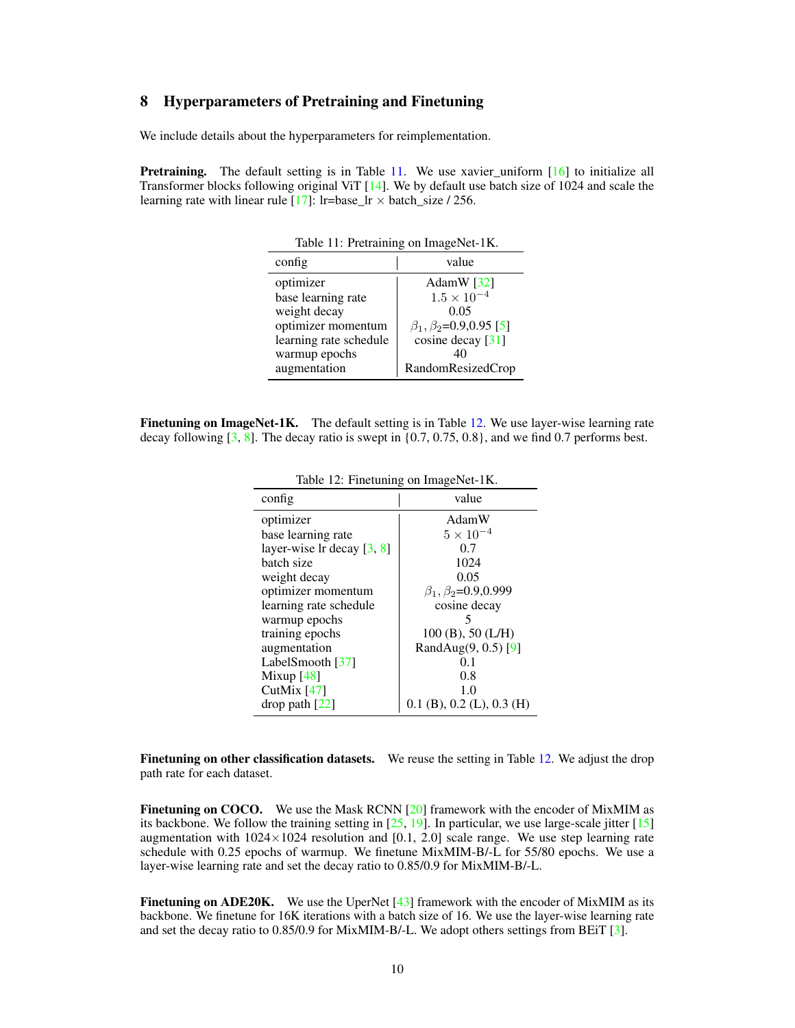# 8 Hyperparameters of Pretraining and Finetuning

We include details about the hyperparameters for reimplementation.

**Pretraining.** The default setting is in Table 11. We use xavier_uniform [16] to initialize all Transformer blocks following original ViT [14]. We by default use batch size of 1024 and scale the learning rate with linear rule [17]: lr=base_lr $\times$ batch_size / 256.

Table 11: Pretraining on ImageNet-1K.

| config | value |
|---|---|
| optimizer | AdamW [32] |
| base learning rate | $1.5 \times 10^{-4}$ |
| weight decay | 0.05 |
| optimizer momentum | $\beta_1, \beta_2$=0.9,0.95 [5] |
| learning rate schedule | cosine decay [31] |
| warmup epochs | 40 |
| augmentation | RandomResizedCrop |

**Finetuning on ImageNet-1K.** The default setting is in Table 12. We use layer-wise learning rate decay following [3, 8]. The decay ratio is swept in {0.7, 0.75, 0.8}, and we find 0.7 performs best.

Table 12: Finetuning on ImageNet-1K.

| config | value |
|---|---|
| optimizer | AdamW |
| base learning rate | $5 \times 10^{-4}$ |
| layer-wise lr decay [3, 8] | 0.7 |
| batch size | 1024 |
| weight decay | 0.05 |
| optimizer momentum | $\beta_1, \beta_2$=0.9,0.999 |
| learning rate schedule | cosine decay |
| warmup epochs | 5 |
| training epochs | 100 (B), 50 (L/H) |
| augmentation | RandAug(9, 0.5) [9] |
| LabelSmooth [37] | 0.1 |
| Mixup [48] | 0.8 |
| CutMix [47] | 1.0 |
| drop path [22] | 0.1 (B), 0.2 (L), 0.3 (H) |

**Finetuning on other classification datasets.** We reuse the setting in Table 12. We adjust the drop path rate for each dataset.

**Finetuning on COCO.** We use the Mask RCNN [20] framework with the encoder of MixMIM as its backbone. We follow the training setting in [25, 19]. In particular, we use large-scale jitter [15] augmentation with 1024×1024 resolution and [0.1, 2.0] scale range. We use step learning rate schedule with 0.25 epochs of warmup. We finetune MixMIM-B/-L for 55/80 epochs. We use a layer-wise learning rate and set the decay ratio to 0.85/0.9 for MixMIM-B/-L.

**Finetuning on ADE20K.** We use the UperNet [43] framework with the encoder of MixMIM as its backbone. We finetune for 16K iterations with a batch size of 16. We use the layer-wise learning rate and set the decay ratio to 0.85/0.9 for MixMIM-B/-L. We adopt others settings from BEiT [3].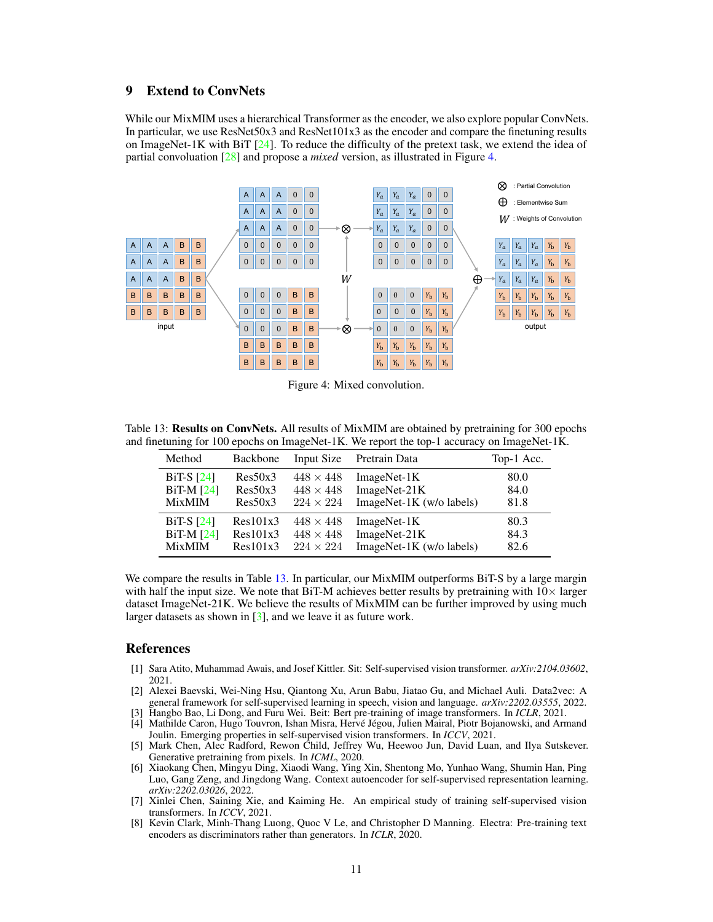## 9 Extend to ConvNets

While our MixMIM uses a hierarchical Transformer as the encoder, we also explore popular ConvNets. In particular, we use ResNet50x3 and ResNet101x3 as the encoder and compare the finetuning results on ImageNet-1K with BiT [24]. To reduce the difficulty of the pretext task, we extend the idea of partial convolution [28] and propose a *mixed* version, as illustrated in Figure 4.

Figure 4: Mixed convolution.

Table 13: **Results on ConvNets.** All results of MixMIM are obtained by pretraining for 300 epochs and finetuning for 100 epochs on ImageNet-1K. We report the top-1 accuracy on ImageNet-1K.

| Method | Backbone | Input Size | Pretrain Data | Top-1 Acc. |
|---|---|---|---|---|
| BiT-S [24] | Res50x3 | $448 \times 448$ | ImageNet-1K | 80.0 |
| BiT-M [24] | Res50x3 | $448 \times 448$ | ImageNet-21K | 84.0 |
| MixMIM | Res50x3 | $224 \times 224$ | ImageNet-1K (w/o labels) | 81.8 |
| BiT-S [24] | Res101x3 | $448 \times 448$ | ImageNet-1K | 80.3 |
| BiT-M [24] | Res101x3 | $448 \times 448$ | ImageNet-21K | 84.3 |
| MixMIM | Res101x3 | $224 \times 224$ | ImageNet-1K (w/o labels) | 82.6 |

We compare the results in Table 13. In particular, our MixMIM outperforms BiT-S by a large margin with half the input size. We note that BiT-M achieves better results by pretraining with $10\times$ larger dataset ImageNet-21K. We believe the results of MixMIM can be further improved by using much larger datasets as shown in [3], and we leave it as future work.

## References

[1] Sara Atito, Muhammad Awais, and Josef Kittler. Sit: Self-supervised vision transformer. *arXiv:2104.03602*, 2021.

[2] Alexei Baevski, Wei-Ning Hsu, Qiantong Xu, Arun Babu, Jiatao Gu, and Michael Auli. Data2vec: A general framework for self-supervised learning in speech, vision and language. *arXiv:2202.03555*, 2022.

[3] Hangbo Bao, Li Dong, and Furu Wei. Beit: Bert pre-training of image transformers. In *ICLR*, 2021.

[4] Mathilde Caron, Hugo Touvron, Ishan Misra, Hervé Jégou, Julien Mairal, Piotr Bojanowski, and Armand Joulin. Emerging properties in self-supervised vision transformers. In *ICCV*, 2021.

[5] Mark Chen, Alec Radford, Rewon Child, Jeffrey Wu, Heewoo Jun, David Luan, and Ilya Sutskever. Generative pretraining from pixels. In *ICML*, 2020.

[6] Xiaokang Chen, Mingyu Ding, Xiaodi Wang, Ying Xin, Shentong Mo, Yunhao Wang, Shumin Han, Ping Luo, Gang Zeng, and Jingdong Wang. Context autoencoder for self-supervised representation learning. *arXiv:2202.03026*, 2022.

[7] Xinlei Chen, Saining Xie, and Kaiming He. An empirical study of training self-supervised vision transformers. In *ICCV*, 2021.

[8] Kevin Clark, Minh-Thang Luong, Quoc V Le, and Christopher D Manning. Electra: Pre-training text encoders as discriminators rather than generators. In *ICLR*, 2020.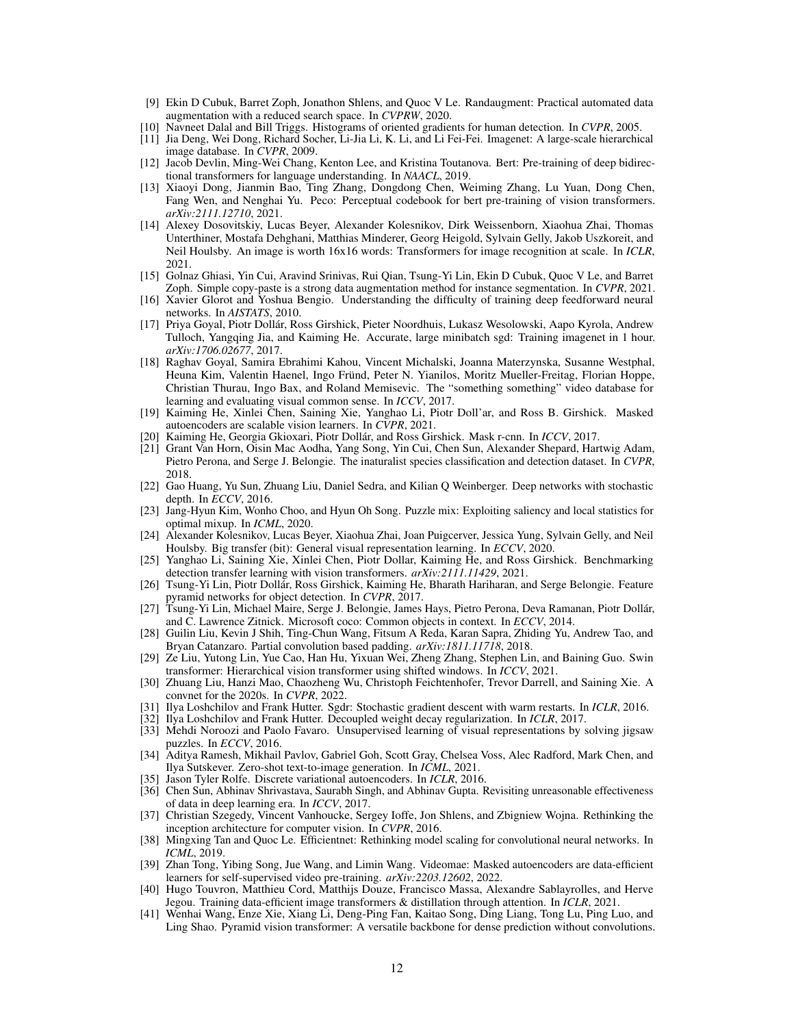[9] Ekin D Cubuk, Barret Zoph, Jonathon Shlens, and Quoc V Le. Randaugment: Practical automated data augmentation with a reduced search space. In *CVPRW*, 2020.

[10] Navneet Dalal and Bill Triggs. Histograms of oriented gradients for human detection. In *CVPR*, 2005.

[11] Jia Deng, Wei Dong, Richard Socher, Li-Jia Li, K. Li, and Li Fei-Fei. Imagenet: A large-scale hierarchical image database. In *CVPR*, 2009.

[12] Jacob Devlin, Ming-Wei Chang, Kenton Lee, and Kristina Toutanova. Bert: Pre-training of deep bidirectional transformers for language understanding. In *NAACL*, 2019.

[13] Xiaoyi Dong, Jianmin Bao, Ting Zhang, Dongdong Chen, Weiming Zhang, Lu Yuan, Dong Chen, Fang Wen, and Nenghai Yu. Peco: Perceptual codebook for bert pre-training of vision transformers. *arXiv:2111.12710*, 2021.

[14] Alexey Dosovitskiy, Lucas Beyer, Alexander Kolesnikov, Dirk Weissenborn, Xiaohua Zhai, Thomas Unterthiner, Mostafa Dehghani, Matthias Minderer, Georg Heigold, Sylvain Gelly, Jakob Uszkoreit, and Neil Houlsby. An image is worth 16x16 words: Transformers for image recognition at scale. In *ICLR*, 2021.

[15] Golnaz Ghiasi, Yin Cui, Aravind Srinivas, Rui Qian, Tsung-Yi Lin, Ekin D Cubuk, Quoc V Le, and Barret Zoph. Simple copy-paste is a strong data augmentation method for instance segmentation. In *CVPR*, 2021.

[16] Xavier Glorot and Yoshua Bengio. Understanding the difficulty of training deep feedforward neural networks. In *AISTATS*, 2010.

[17] Priya Goyal, Piotr Dollár, Ross Girshick, Pieter Noordhuis, Lukasz Wesolowski, Aapo Kyrola, Andrew Tulloch, Yangqing Jia, and Kaiming He. Accurate, large minibatch sgd: Training imagenet in 1 hour. *arXiv:1706.02677*, 2017.

[18] Raghav Goyal, Samira Ebrahimi Kahou, Vincent Michalski, Joanna Materzynska, Susanne Westphal, Heuna Kim, Valentin Haenel, Ingo Fründ, Peter N. Yianilos, Moritz Mueller-Freitag, Florian Hoppe, Christian Thurau, Ingo Bax, and Roland Memisevic. The "something something" video database for learning and evaluating visual common sense. In *ICCV*, 2017.

[19] Kaiming He, Xinlei Chen, Saining Xie, Yanghao Li, Piotr Doll'ar, and Ross B. Girshick. Masked autoencoders are scalable vision learners. In *CVPR*, 2021.

[20] Kaiming He, Georgia Gkioxari, Piotr Dollár, and Ross Girshick. Mask r-cnn. In *ICCV*, 2017.

[21] Grant Van Horn, Oisin Mac Aodha, Yang Song, Yin Cui, Chen Sun, Alexander Shepard, Hartwig Adam, Pietro Perona, and Serge J. Belongie. The inaturalist species classification and detection dataset. In *CVPR*, 2018.

[22] Gao Huang, Yu Sun, Zhuang Liu, Daniel Sedra, and Kilian Q Weinberger. Deep networks with stochastic depth. In *ECCV*, 2016.

[23] Jang-Hyun Kim, Wonho Choo, and Hyun Oh Song. Puzzle mix: Exploiting saliency and local statistics for optimal mixup. In *ICML*, 2020.

[24] Alexander Kolesnikov, Lucas Beyer, Xiaohua Zhai, Joan Puigcerver, Jessica Yung, Sylvain Gelly, and Neil Houlsby. Big transfer (bit): General visual representation learning. In *ECCV*, 2020.

[25] Yanghao Li, Saining Xie, Xinlei Chen, Piotr Dollar, Kaiming He, and Ross Girshick. Benchmarking detection transfer learning with vision transformers. *arXiv:2111.11429*, 2021.

[26] Tsung-Yi Lin, Piotr Dollár, Ross Girshick, Kaiming He, Bharath Hariharan, and Serge Belongie. Feature pyramid networks for object detection. In *CVPR*, 2017.

[27] Tsung-Yi Lin, Michael Maire, Serge J. Belongie, James Hays, Pietro Perona, Deva Ramanan, Piotr Dollár, and C. Lawrence Zitnick. Microsoft coco: Common objects in context. In *ECCV*, 2014.

[28] Guilin Liu, Kevin J Shih, Ting-Chun Wang, Fitsum A Reda, Karan Sapra, Zhiding Yu, Andrew Tao, and Bryan Catanzaro. Partial convolution based padding. *arXiv:1811.11718*, 2018.

[29] Ze Liu, Yutong Lin, Yue Cao, Han Hu, Yixuan Wei, Zheng Zhang, Stephen Lin, and Baining Guo. Swin transformer: Hierarchical vision transformer using shifted windows. In *ICCV*, 2021.

[30] Zhuang Liu, Hanzi Mao, Chaozheng Wu, Christoph Feichtenhofer, Trevor Darrell, and Saining Xie. A convnet for the 2020s. In *CVPR*, 2022.

[31] Ilya Loshchilov and Frank Hutter. Sgdr: Stochastic gradient descent with warm restarts. In *ICLR*, 2016.

[32] Ilya Loshchilov and Frank Hutter. Decoupled weight decay regularization. In *ICLR*, 2017.

[33] Mehdi Noroozi and Paolo Favaro. Unsupervised learning of visual representations by solving jigsaw puzzles. In *ECCV*, 2016.

[34] Aditya Ramesh, Mikhail Pavlov, Gabriel Goh, Scott Gray, Chelsea Voss, Alec Radford, Mark Chen, and Ilya Sutskever. Zero-shot text-to-image generation. In *ICML*, 2021.

[35] Jason Tyler Rolfe. Discrete variational autoencoders. In *ICLR*, 2016.

[36] Chen Sun, Abhinav Shrivastava, Saurabh Singh, and Abhinav Gupta. Revisiting unreasonable effectiveness of data in deep learning era. In *ICCV*, 2017.

[37] Christian Szegedy, Vincent Vanhoucke, Sergey Ioffe, Jon Shlens, and Zbigniew Wojna. Rethinking the inception architecture for computer vision. In *CVPR*, 2016.

[38] Mingxing Tan and Quoc Le. Efficientnet: Rethinking model scaling for convolutional neural networks. In *ICML*, 2019.

[39] Zhan Tong, Yibing Song, Jue Wang, and Limin Wang. Videomae: Masked autoencoders are data-efficient learners for self-supervised video pre-training. *arXiv:2203.12602*, 2022.

[40] Hugo Touvron, Matthieu Cord, Matthijs Douze, Francisco Massa, Alexandre Sablayrolles, and Herve Jegou. Training data-efficient image transformers & distillation through attention. In *ICLR*, 2021.

[41] Wenhai Wang, Enze Xie, Xiang Li, Deng-Ping Fan, Kaitao Song, Ding Liang, Tong Lu, Ping Luo, and Ling Shao. Pyramid vision transformer: A versatile backbone for dense prediction without convolutions.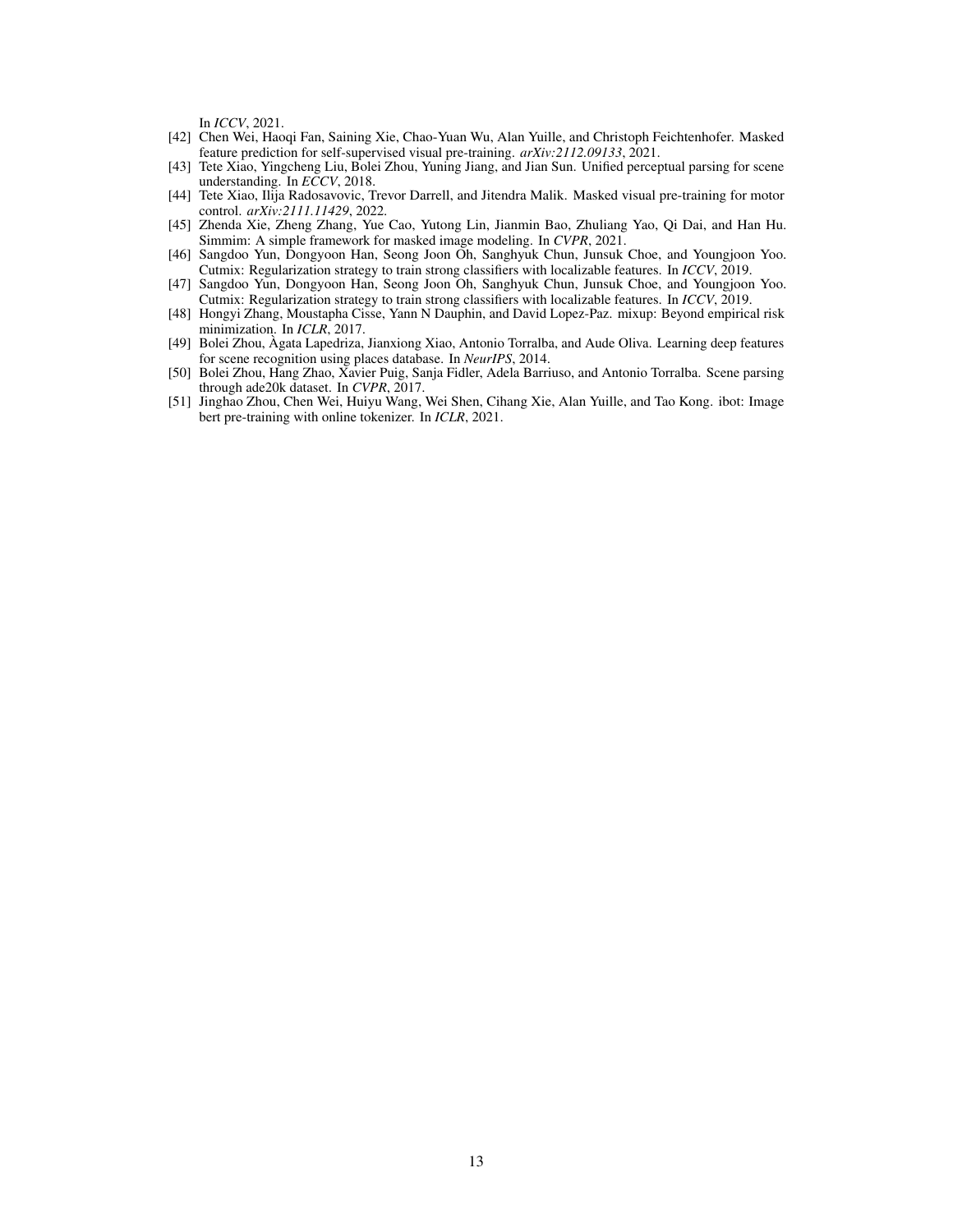In *ICCV*, 2021.

[42] Chen Wei, Haoqi Fan, Saining Xie, Chao-Yuan Wu, Alan Yuille, and Christoph Feichtenhofer. Masked feature prediction for self-supervised visual pre-training. *arXiv:2112.09133*, 2021.

[43] Tete Xiao, Yingcheng Liu, Bolei Zhou, Yuning Jiang, and Jian Sun. Unified perceptual parsing for scene understanding. In *ECCV*, 2018.

[44] Tete Xiao, Ilija Radosavovic, Trevor Darrell, and Jitendra Malik. Masked visual pre-training for motor control. *arXiv:2111.11429*, 2022.

[45] Zhenda Xie, Zheng Zhang, Yue Cao, Yutong Lin, Jianmin Bao, Zhuliang Yao, Qi Dai, and Han Hu. Simmim: A simple framework for masked image modeling. In *CVPR*, 2021.

[46] Sangdoo Yun, Dongyoon Han, Seong Joon Oh, Sanghyuk Chun, Junsuk Choe, and Youngjoon Yoo. Cutmix: Regularization strategy to train strong classifiers with localizable features. In *ICCV*, 2019.

[47] Sangdoo Yun, Dongyoon Han, Seong Joon Oh, Sanghyuk Chun, Junsuk Choe, and Youngjoon Yoo. Cutmix: Regularization strategy to train strong classifiers with localizable features. In *ICCV*, 2019.

[48] Hongyi Zhang, Moustapha Cisse, Yann N Dauphin, and David Lopez-Paz. mixup: Beyond empirical risk minimization. In *ICLR*, 2017.

[49] Bolei Zhou, Àgata Lapedriza, Jianxiong Xiao, Antonio Torralba, and Aude Oliva. Learning deep features for scene recognition using places database. In *NeurIPS*, 2014.

[50] Bolei Zhou, Hang Zhao, Xavier Puig, Sanja Fidler, Adela Barriuso, and Antonio Torralba. Scene parsing through ade20k dataset. In *CVPR*, 2017.

[51] Jinghao Zhou, Chen Wei, Huiyu Wang, Wei Shen, Cihang Xie, Alan Yuille, and Tao Kong. ibot: Image bert pre-training with online tokenizer. In *ICLR*, 2021.